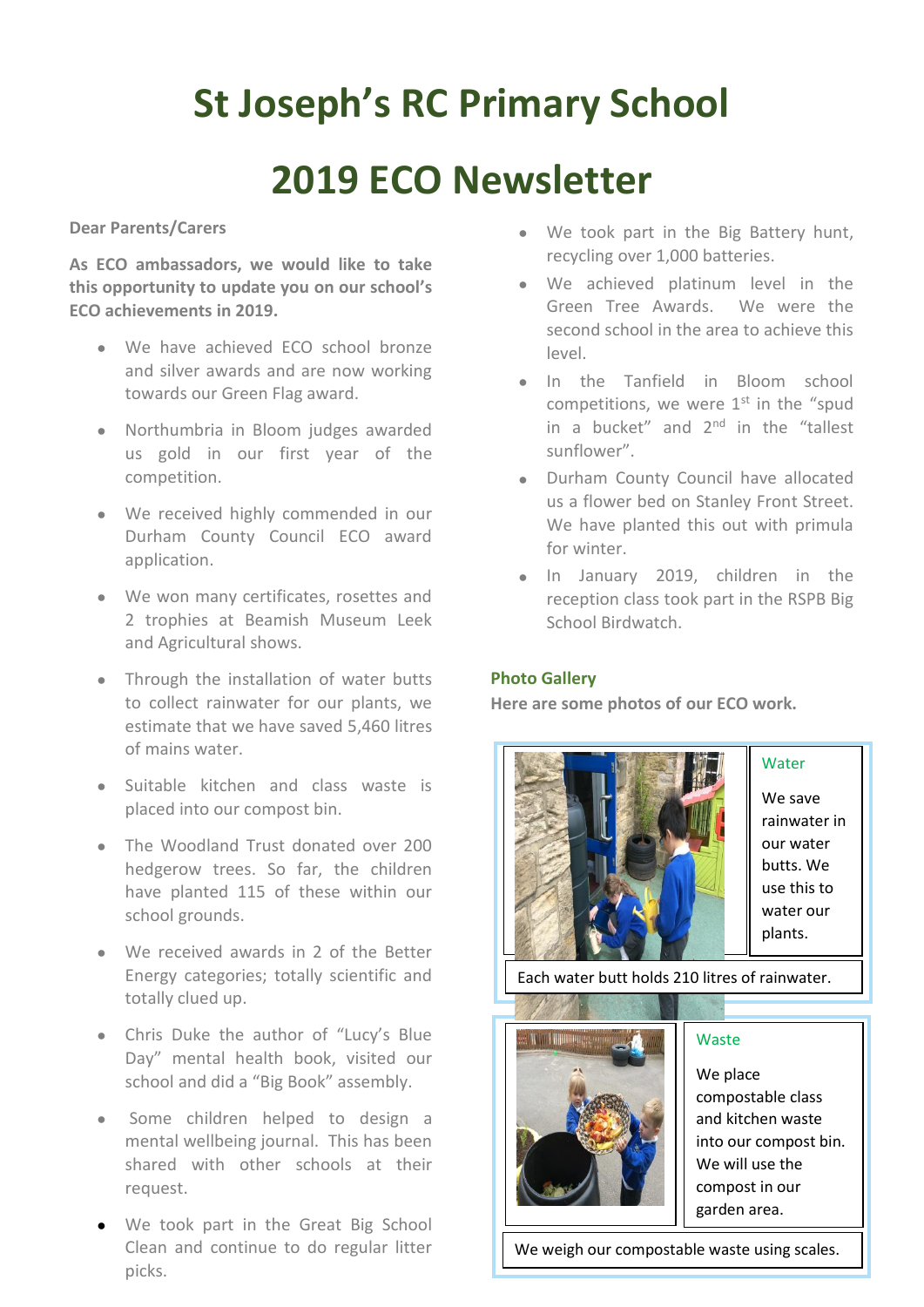# St Joseph's RC Primary School

# 2019 ECO Newsletter

**Dear Parents/Carers**

**As ECO ambassadors, we would like to take this opportunity to update you on our school's ECO achievements in 2019.**

- We have achieved ECO school bronze and silver awards and are now working towards our Green Flag award.
- Northumbria in Bloom judges awarded us gold in our first year of the competition.
- We received highly commended in our Durham County Council ECO award application.
- We won many certificates, rosettes and 2 trophies at Beamish Museum Leek and Agricultural shows.
- Through the installation of water butts to collect rainwater for our plants, we estimate that we have saved 5,460 litres of mains water.
- Suitable kitchen and class waste is placed into our compost bin.
- The Woodland Trust donated over 200 hedgerow trees. So far, the children have planted 115 of these within our school grounds.
- We received awards in 2 of the Better Energy categories; totally scientific and totally clued up.
- Chris Duke the author of "Lucy's Blue Day" mental health book, visited our school and did a "Big Book" assembly.
- Some children helped to design a mental wellbeing journal. This has been shared with other schools at their request.
- We took part in the Great Big School Clean and continue to do regular litter picks.
- We took part in the Big Battery hunt, recycling over 1,000 batteries.
- We achieved platinum level in the Green Tree Awards. We were the second school in the area to achieve this level.
- In the Tanfield in Bloom school competitions, we were 1st in the "spud in a bucket" and 2nd in the "tallest sunflower".
- Durham County Council have allocated us a flower bed on Stanley Front Street. We have planted this out with primula for winter.
- In January 2019, children in the reception class took part in the RSPB Big School Birdwatch.

### Photo Gallery

**Here are some photos of our ECO work.**

**Water**

We save rainwater in our water butts. We use this to water our plants.

Each water butt holds 210 litres of rainwater.

**Waste**

We place compostable class and kitchen waste into our compost bin. We will use the compost in our garden area.

We weigh our compostable waste using scales.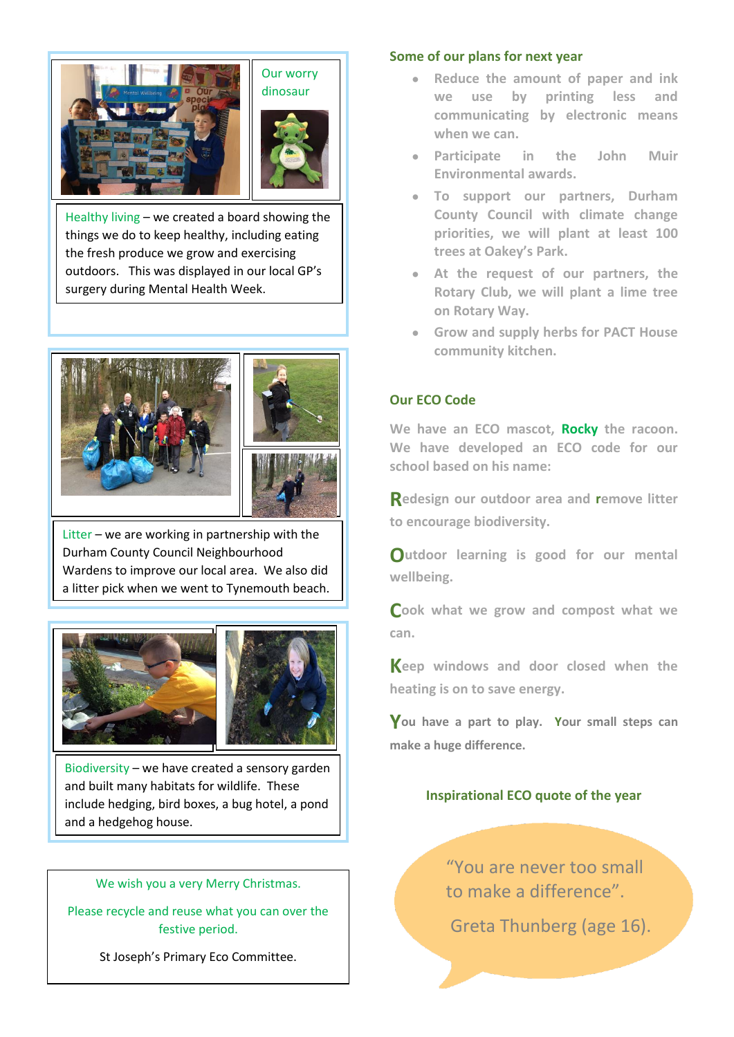Our worry dinosaur

Healthy living – we created a board showing the things we do to keep healthy, including eating the fresh produce we grow and exercising outdoors. This was displayed in our local GP's surgery during Mental Health Week.

Litter – we are working in partnership with the Durham County Council Neighbourhood Wardens to improve our local area. We also did a litter pick when we went to Tynemouth beach.

Biodiversity – we have created a sensory garden and built many habitats for wildlife. These include hedging, bird boxes, a bug hotel, a pond and a hedgehog house.

We wish you a very Merry Christmas.

Please recycle and reuse what you can over the festive period.

St Joseph's Primary Eco Committee.

## Some of our plans for next year

- Reduce the amount of paper and ink we use by printing less and communicating by electronic means when we can.
- Participate in the John Muir Environmental awards.
- To support our partners, Durham County Council with climate change priorities, we will plant at least 100 trees at Oakey's Park.
- At the request of our partners, the Rotary Club, we will plant a lime tree on Rotary Way.
- Grow and supply herbs for PACT House community kitchen.

## Our ECO Code

We have an ECO mascot, **Rocky** the racoon. We have developed an ECO code for our school based on his name:

**R**edesign our outdoor area and **r**emove litter to encourage biodiversity.

**O**utdoor learning is good for our mental wellbeing.

**C**ook what we grow and compost what we can.

**K**eep windows and door closed when the heating is on to save energy.

**Y**ou have a part to play. Your small steps can make a huge difference.

### Inspirational ECO quote of the year

"You are never too small to make a difference".

Greta Thunberg (age 16).